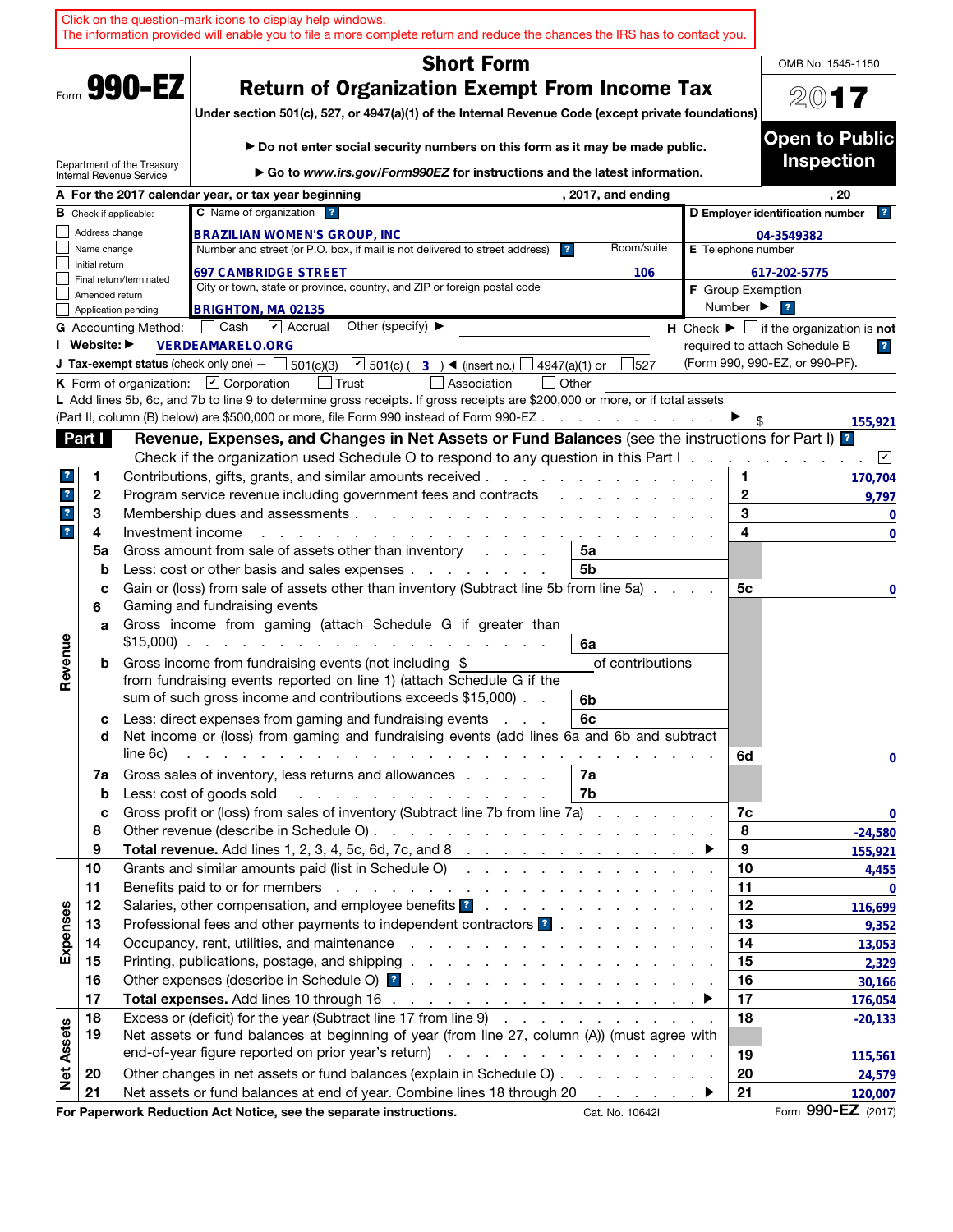Click on the question-mark icons to display help windows.
The information provided will enable you to file a more complete return and reduce the chances the IRS has to contact you.

Form **990-EZ**

Department of the Treasury
Internal Revenue Service

# Short Form
# Return of Organization Exempt From Income Tax

**Under section 501(c), 527, or 4947(a)(1) of the Internal Revenue Code (except private foundations)**

▶ **Do not enter social security numbers on this form as it may be made public.**

▶ **Go to *www.irs.gov/Form990EZ* for instructions and the latest information.**

OMB No. 1545-1150

**2017**

**Open to Public Inspection**

**A** For the 2017 calendar year, or tax year beginning , 2017, and ending , 20

**B** Check if applicable:
- ☐ Address change
- ☐ Name change
- ☐ Initial return
- ☐ Final return/terminated
- ☐ Amended return
- ☐ Application pending

**C** Name of organization: **BRAZILIAN WOMEN'S GROUP, INC**

Number and street (or P.O. box, if mail is not delivered to street address): **697 CAMBRIDGE STREET** Room/suite: **106**

City or town, state or province, country, and ZIP or foreign postal code: **BRIGHTON, MA 02135**

**D** Employer identification number: **04-3549382**

**E** Telephone number: **617-202-5775**

**F** Group Exemption Number ▶

**G** Accounting Method: ☐ Cash ☑ Accrual Other (specify) ▶

**H** Check ▶ ☐ if the organization is **not** required to attach Schedule B (Form 990, 990-EZ, or 990-PF).

**I** Website: ▶ **VERDEAMARELO.ORG**

**J** Tax-exempt status (check only one) — ☐ 501(c)(3) ☑ 501(c) ( **3** ) ◀ (insert no.) ☐ 4947(a)(1) or ☐ 527

**K** Form of organization: ☑ Corporation ☐ Trust ☐ Association ☐ Other

**L** Add lines 5b, 6c, and 7b to line 9 to determine gross receipts. If gross receipts are $200,000 or more, or if total assets (Part II, column (B) below) are $500,000 or more, file Form 990 instead of Form 990-EZ ▶ $ **155,921**

## Part I — Revenue, Expenses, and Changes in Net Assets or Fund Balances (see the instructions for Part I)

Check if the organization used Schedule O to respond to any question in this Part I ☑

| Section | Line | Description | Sub-line | Sub-amount | Line | Amount |
|---|---|---|---|---|---|---|
| Revenue | 1 | Contributions, gifts, grants, and similar amounts received | | | 1 | 170,704 |
| | 2 | Program service revenue including government fees and contracts | | | 2 | 9,797 |
| | 3 | Membership dues and assessments | | | 3 | 0 |
| | 4 | Investment income | | | 4 | 0 |
| | 5a | Gross amount from sale of assets other than inventory | 5a | | | |
| | b | Less: cost or other basis and sales expenses | 5b | | | |
| | c | Gain or (loss) from sale of assets other than inventory (Subtract line 5b from line 5a) | | | 5c | 0 |
| | 6 | Gaming and fundraising events | | | | |
| | a | Gross income from gaming (attach Schedule G if greater than $15,000) | 6a | | | |
| | b | Gross income from fundraising events (not including $ of contributions from fundraising events reported on line 1) (attach Schedule G if the sum of such gross income and contributions exceeds $15,000) | 6b | | | |
| | c | Less: direct expenses from gaming and fundraising events | 6c | | | |
| | d | Net income or (loss) from gaming and fundraising events (add lines 6a and 6b and subtract line 6c) | | | 6d | 0 |
| | 7a | Gross sales of inventory, less returns and allowances | 7a | | | |
| | b | Less: cost of goods sold | 7b | | | |
| | c | Gross profit or (loss) from sales of inventory (Subtract line 7b from line 7a) | | | 7c | 0 |
| | 8 | Other revenue (describe in Schedule O) | | | 8 | -24,580 |
| | 9 | **Total revenue.** Add lines 1, 2, 3, 4, 5c, 6d, 7c, and 8 ▶ | | | 9 | 155,921 |
| Expenses | 10 | Grants and similar amounts paid (list in Schedule O) | | | 10 | 4,455 |
| | 11 | Benefits paid to or for members | | | 11 | 0 |
| | 12 | Salaries, other compensation, and employee benefits | | | 12 | 116,699 |
| | 13 | Professional fees and other payments to independent contractors | | | 13 | 9,352 |
| | 14 | Occupancy, rent, utilities, and maintenance | | | 14 | 13,053 |
| | 15 | Printing, publications, postage, and shipping | | | 15 | 2,329 |
| | 16 | Other expenses (describe in Schedule O) | | | 16 | 30,166 |
| | 17 | **Total expenses.** Add lines 10 through 16 ▶ | | | 17 | 176,054 |
| Net Assets | 18 | Excess or (deficit) for the year (Subtract line 17 from line 9) | | | 18 | -20,133 |
| | 19 | Net assets or fund balances at beginning of year (from line 27, column (A)) (must agree with end-of-year figure reported on prior year's return) | | | 19 | 115,561 |
| | 20 | Other changes in net assets or fund balances (explain in Schedule O) | | | 20 | 24,579 |
| | 21 | Net assets or fund balances at end of year. Combine lines 18 through 20 ▶ | | | 21 | 120,007 |

**For Paperwork Reduction Act Notice, see the separate instructions.** Cat. No. 10642I Form **990-EZ** (2017)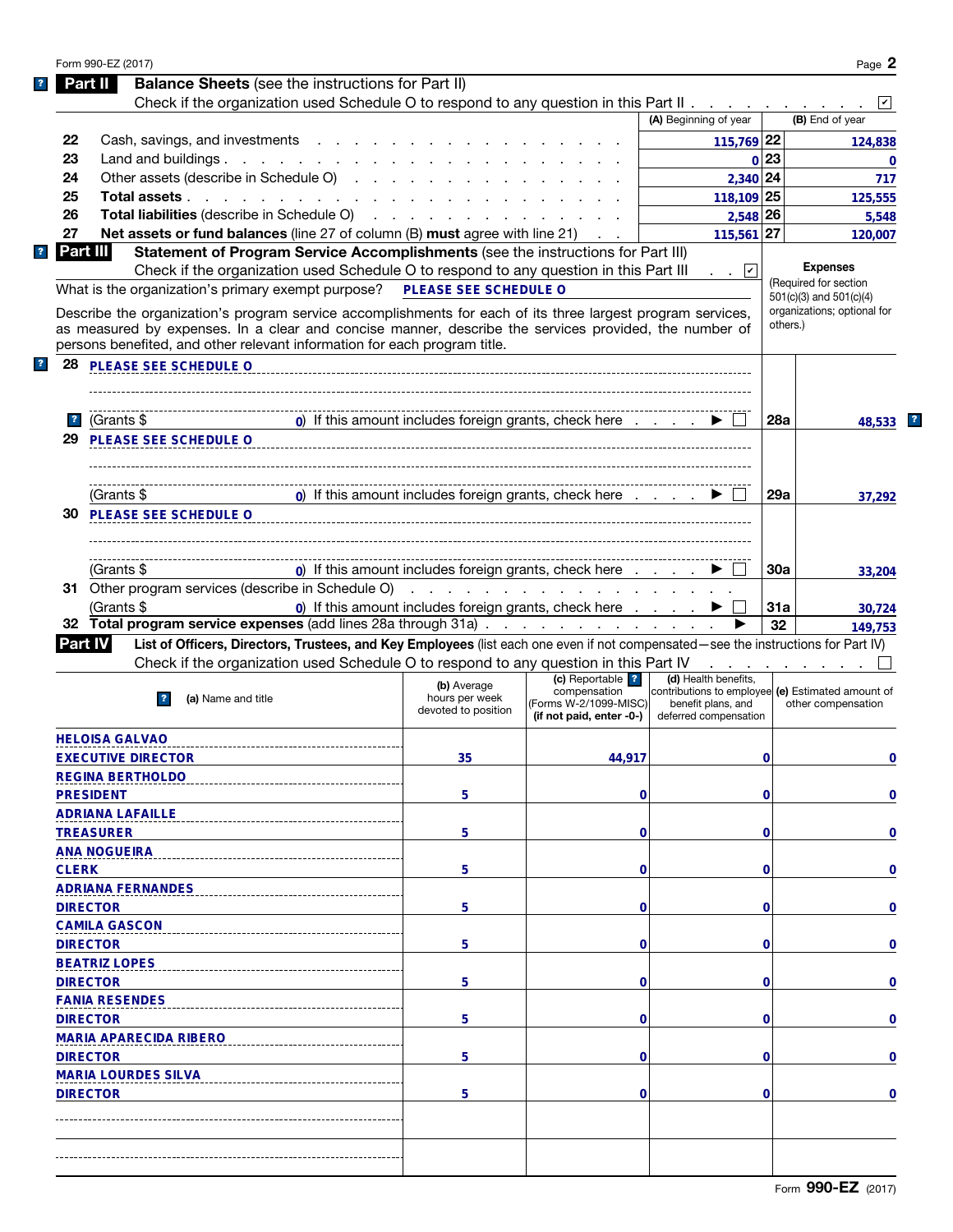Form 990-EZ (2017)

## Part II Balance Sheets (see the instructions for Part II)

Check if the organization used Schedule O to respond to any question in this Part II . . . ☑

| | | (A) Beginning of year | | (B) End of year |
|---|---|---|---|---|
| 22 | Cash, savings, and investments | 115,769 | 22 | 124,838 |
| 23 | Land and buildings | 0 | 23 | 0 |
| 24 | Other assets (describe in Schedule O) | 2,340 | 24 | 717 |
| 25 | **Total assets** | 118,109 | 25 | 125,555 |
| 26 | **Total liabilities** (describe in Schedule O) | 2,548 | 26 | 5,548 |
| 27 | **Net assets or fund balances** (line 27 of column (B) **must** agree with line 21) | 115,561 | 27 | 120,007 |

## Part III Statement of Program Service Accomplishments (see the instructions for Part III)

Check if the organization used Schedule O to respond to any question in this Part III . . ☑

What is the organization's primary exempt purpose? PLEASE SEE SCHEDULE O

Describe the organization's program service accomplishments for each of its three largest program services, as measured by expenses. In a clear and concise manner, describe the services provided, the number of persons benefited, and other relevant information for each program title.

**Expenses** (Required for section 501(c)(3) and 501(c)(4) organizations; optional for others.)

| | | | Expenses |
|---|---|---|---|
| 28 | PLEASE SEE SCHEDULE O<br>(Grants $ 0) If this amount includes foreign grants, check here ▶ ☐ | 28a | 48,533 |
| 29 | PLEASE SEE SCHEDULE O<br>(Grants $ 0) If this amount includes foreign grants, check here ▶ ☐ | 29a | 37,292 |
| 30 | PLEASE SEE SCHEDULE O<br>(Grants $ 0) If this amount includes foreign grants, check here ▶ ☐ | 30a | 33,204 |
| 31 | Other program services (describe in Schedule O)<br>(Grants $ 0) If this amount includes foreign grants, check here ▶ ☐ | 31a | 30,724 |
| 32 | **Total program service expenses** (add lines 28a through 31a) ▶ | 32 | 149,753 |

## Part IV List of Officers, Directors, Trustees, and Key Employees (list each one even if not compensated—see the instructions for Part IV)

Check if the organization used Schedule O to respond to any question in this Part IV . . . ☐

| (a) Name and title | (b) Average hours per week devoted to position | (c) Reportable compensation (Forms W-2/1099-MISC) (if not paid, enter -0-) | (d) Health benefits, contributions to employee benefit plans, and deferred compensation | (e) Estimated amount of other compensation |
|---|---|---|---|---|
| HELOISA GALVAO<br>EXECUTIVE DIRECTOR | 35 | 44,917 | 0 | 0 |
| REGINA BERTHOLDO<br>PRESIDENT | 5 | 0 | 0 | 0 |
| ADRIANA LAFAILLE<br>TREASURER | 5 | 0 | 0 | 0 |
| ANA NOGUEIRA<br>CLERK | 5 | 0 | 0 | 0 |
| ADRIANA FERNANDES<br>DIRECTOR | 5 | 0 | 0 | 0 |
| CAMILA GASCON<br>DIRECTOR | 5 | 0 | 0 | 0 |
| BEATRIZ LOPES<br>DIRECTOR | 5 | 0 | 0 | 0 |
| FANIA RESENDES<br>DIRECTOR | 5 | 0 | 0 | 0 |
| MARIA APARECIDA RIBERO<br>DIRECTOR | 5 | 0 | 0 | 0 |
| MARIA LOURDES SILVA<br>DIRECTOR | 5 | 0 | 0 | 0 |
| | | | | |
| | | | | |

Form **990-EZ** (2017)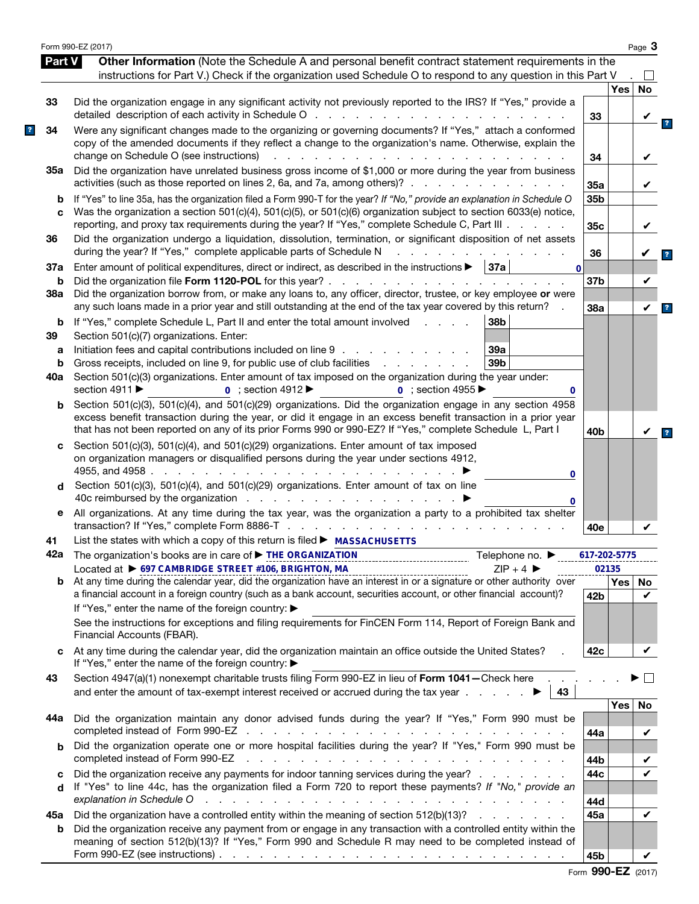## Part V Other Information

(Note the Schedule A and personal benefit contract statement requirements in the instructions for Part V.) Check if the organization used Schedule O to respond to any question in this Part V . ☐

| | | | Yes | No |
|---|---|---|---|---|
| 33 | Did the organization engage in any significant activity not previously reported to the IRS? If "Yes," provide a detailed description of each activity in Schedule O | 33 | | ✔ |
| 34 | Were any significant changes made to the organizing or governing documents? If "Yes," attach a conformed copy of the amended documents if they reflect a change to the organization's name. Otherwise, explain the change on Schedule O (see instructions) | 34 | | ✔ |
| 35a | Did the organization have unrelated business gross income of $1,000 or more during the year from business activities (such as those reported on lines 2, 6a, and 7a, among others)? | 35a | | ✔ |
| b | If "Yes" to line 35a, has the organization filed a Form 990-T for the year? *If "No," provide an explanation in Schedule O* | 35b | | |
| c | Was the organization a section 501(c)(4), 501(c)(5), or 501(c)(6) organization subject to section 6033(e) notice, reporting, and proxy tax requirements during the year? If "Yes," complete Schedule C, Part III | 35c | | ✔ |
| 36 | Did the organization undergo a liquidation, dissolution, termination, or significant disposition of net assets during the year? If "Yes," complete applicable parts of Schedule N | 36 | | ✔ |
| 37a | Enter amount of political expenditures, direct or indirect, as described in the instructions ▶ 37a: 0 | | | |
| b | Did the organization file **Form 1120-POL** for this year? | 37b | | ✔ |
| 38a | Did the organization borrow from, or make any loans to, any officer, director, trustee, or key employee **or** were any such loans made in a prior year and still outstanding at the end of the tax year covered by this return? | 38a | | ✔ |
| b | If "Yes," complete Schedule L, Part II and enter the total amount involved — 38b: | | | |
| 39 | Section 501(c)(7) organizations. Enter: | | | |
| a | Initiation fees and capital contributions included on line 9 — 39a: | | | |
| b | Gross receipts, included on line 9, for public use of club facilities — 39b: | | | |
| 40a | Section 501(c)(3) organizations. Enter amount of tax imposed on the organization during the year under: section 4911 ▶ 0 ; section 4912 ▶ 0 ; section 4955 ▶ 0 | | | |
| b | Section 501(c)(3), 501(c)(4), and 501(c)(29) organizations. Did the organization engage in any section 4958 excess benefit transaction during the year, or did it engage in an excess benefit transaction in a prior year that has not been reported on any of its prior Forms 990 or 990-EZ? If "Yes," complete Schedule L, Part I | 40b | | ✔ |
| c | Section 501(c)(3), 501(c)(4), and 501(c)(29) organizations. Enter amount of tax imposed on organization managers or disqualified persons during the year under sections 4912, 4955, and 4958 ▶ 0 | | | |
| d | Section 501(c)(3), 501(c)(4), and 501(c)(29) organizations. Enter amount of tax on line 40c reimbursed by the organization ▶ 0 | | | |
| e | All organizations. At any time during the tax year, was the organization a party to a prohibited tax shelter transaction? If "Yes," complete Form 8886-T | 40e | | ✔ |

41 List the states with which a copy of this return is filed ▶ MASSACHUSETTS

42a The organization's books are in care of ▶ THE ORGANIZATION Telephone no. ▶ 617-202-5775
Located at ▶ 697 CAMBRIDGE STREET #106, BRIGHTON, MA ZIP + 4 ▶ 02135

| | | | Yes | No |
|---|---|---|---|---|
| b | At any time during the calendar year, did the organization have an interest in or a signature or other authority over a financial account in a foreign country (such as a bank account, securities account, or other financial account)? If "Yes," enter the name of the foreign country: ▶ See the instructions for exceptions and filing requirements for FinCEN Form 114, Report of Foreign Bank and Financial Accounts (FBAR). | 42b | | ✔ |
| c | At any time during the calendar year, did the organization maintain an office outside the United States? If "Yes," enter the name of the foreign country: ▶ | 42c | | ✔ |
| 43 | Section 4947(a)(1) nonexempt charitable trusts filing Form 990-EZ in lieu of **Form 1041**—Check here ▶ ☐ and enter the amount of tax-exempt interest received or accrued during the tax year ▶ 43 | | | |
| 44a | Did the organization maintain any donor advised funds during the year? If "Yes," Form 990 must be completed instead of Form 990-EZ | 44a | | ✔ |
| b | Did the organization operate one or more hospital facilities during the year? If "Yes," Form 990 must be completed instead of Form 990-EZ | 44b | | ✔ |
| c | Did the organization receive any payments for indoor tanning services during the year? | 44c | | ✔ |
| d | If "Yes" to line 44c, has the organization filed a Form 720 to report these payments? *If "No," provide an explanation in Schedule O* | 44d | | |
| 45a | Did the organization have a controlled entity within the meaning of section 512(b)(13)? | 45a | | ✔ |
| b | Did the organization receive any payment from or engage in any transaction with a controlled entity within the meaning of section 512(b)(13)? If "Yes," Form 990 and Schedule R may need to be completed instead of Form 990-EZ (see instructions) | 45b | | ✔ |

Form **990-EZ** (2017)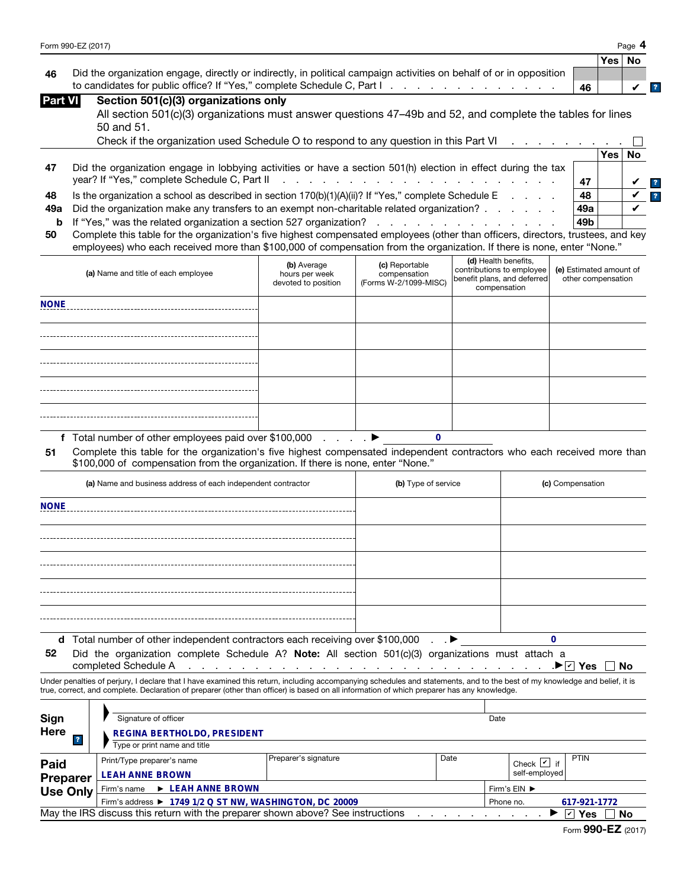Form 990-EZ (2017)

| | | | Yes | No |
|---|---|---|---|---|
| 46 | Did the organization engage, directly or indirectly, in political campaign activities on behalf of or in opposition to candidates for public office? If "Yes," complete Schedule C, Part I | 46 | | ✔ |

**Part VI** **Section 501(c)(3) organizations only**

All section 501(c)(3) organizations must answer questions 47–49b and 52, and complete the tables for lines 50 and 51.

Check if the organization used Schedule O to respond to any question in this Part VI ☐

| | | | Yes | No |
|---|---|---|---|---|
| 47 | Did the organization engage in lobbying activities or have a section 501(h) election in effect during the tax year? If "Yes," complete Schedule C, Part II | 47 | | ✔ |
| 48 | Is the organization a school as described in section 170(b)(1)(A)(ii)? If "Yes," complete Schedule E | 48 | | ✔ |
| 49a | Did the organization make any transfers to an exempt non-charitable related organization? | 49a | | ✔ |
| b | If "Yes," was the related organization a section 527 organization? | 49b | | |

**50** Complete this table for the organization's five highest compensated employees (other than officers, directors, trustees, and key employees) who each received more than $100,000 of compensation from the organization. If there is none, enter "None."

| (a) Name and title of each employee | (b) Average hours per week devoted to position | (c) Reportable compensation (Forms W-2/1099-MISC) | (d) Health benefits, contributions to employee benefit plans, and deferred compensation | (e) Estimated amount of other compensation |
|---|---|---|---|---|
| NONE | | | | |
| | | | | |
| | | | | |
| | | | | |
| | | | | |

**f** Total number of other employees paid over $100,000 ▶ 0

**51** Complete this table for the organization's five highest compensated independent contractors who each received more than $100,000 of compensation from the organization. If there is none, enter "None."

| (a) Name and business address of each independent contractor | (b) Type of service | (c) Compensation |
|---|---|---|
| NONE | | |
| | | |
| | | |
| | | |
| | | |

**d** Total number of other independent contractors each receiving over $100,000 ▶ 0

**52** Did the organization complete Schedule A? **Note:** All section 501(c)(3) organizations must attach a completed Schedule A ▶ ☑ Yes ☐ No

Under penalties of perjury, I declare that I have examined this return, including accompanying schedules and statements, and to the best of my knowledge and belief, it is true, correct, and complete. Declaration of preparer (other than officer) is based on all information of which preparer has any knowledge.

**Sign Here**

Signature of officer | Date

REGINA BERTHOLDO, PRESIDENT

Type or print name and title

**Paid Preparer Use Only**

| Print/Type preparer's name | Preparer's signature | Date | Check ☑ if self-employed | PTIN |
|---|---|---|---|---|
| LEAH ANNE BROWN | | | | |
| Firm's name ▶ LEAH ANNE BROWN | | | Firm's EIN ▶ | |
| Firm's address ▶ 1749 1/2 Q ST NW, WASHINGTON, DC 20009 | | | Phone no. 617-921-1772 | |

May the IRS discuss this return with the preparer shown above? See instructions ▶ ☑ Yes ☐ No

Form **990-EZ** (2017)